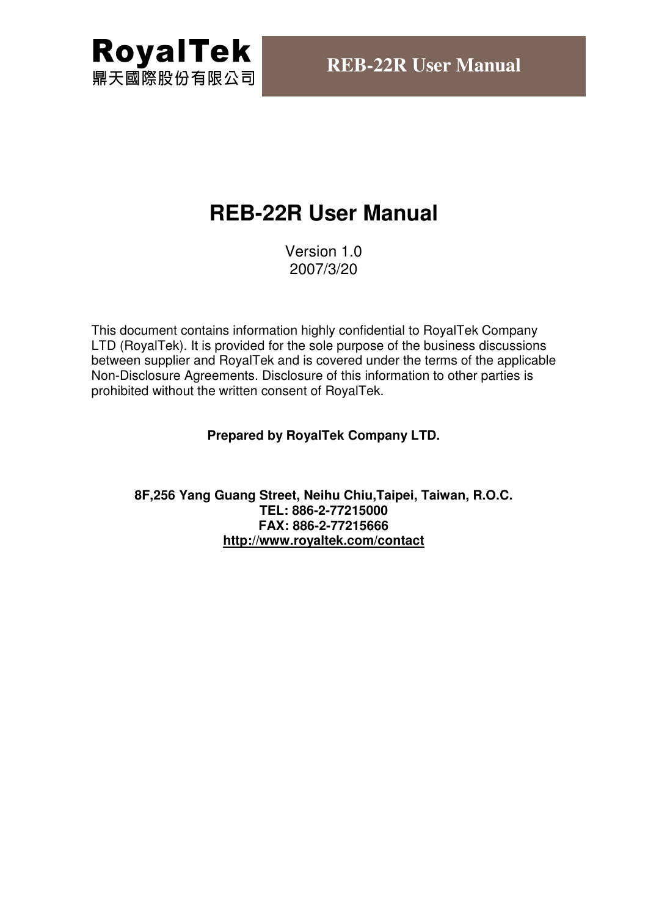**RoyalTek**
鼎天國際股份有限公司

# REB-22R User Manual

Version 1.0
2007/3/20

This document contains information highly confidential to RoyalTek Company LTD (RoyalTek). It is provided for the sole purpose of the business discussions between supplier and RoyalTek and is covered under the terms of the applicable Non-Disclosure Agreements. Disclosure of this information to other parties is prohibited without the written consent of RoyalTek.

**Prepared by RoyalTek Company LTD.**

**8F,256 Yang Guang Street, Neihu Chiu,Taipei, Taiwan, R.O.C.**
**TEL: 886-2-77215000**
**FAX: 886-2-77215666**
**http://www.royaltek.com/contact**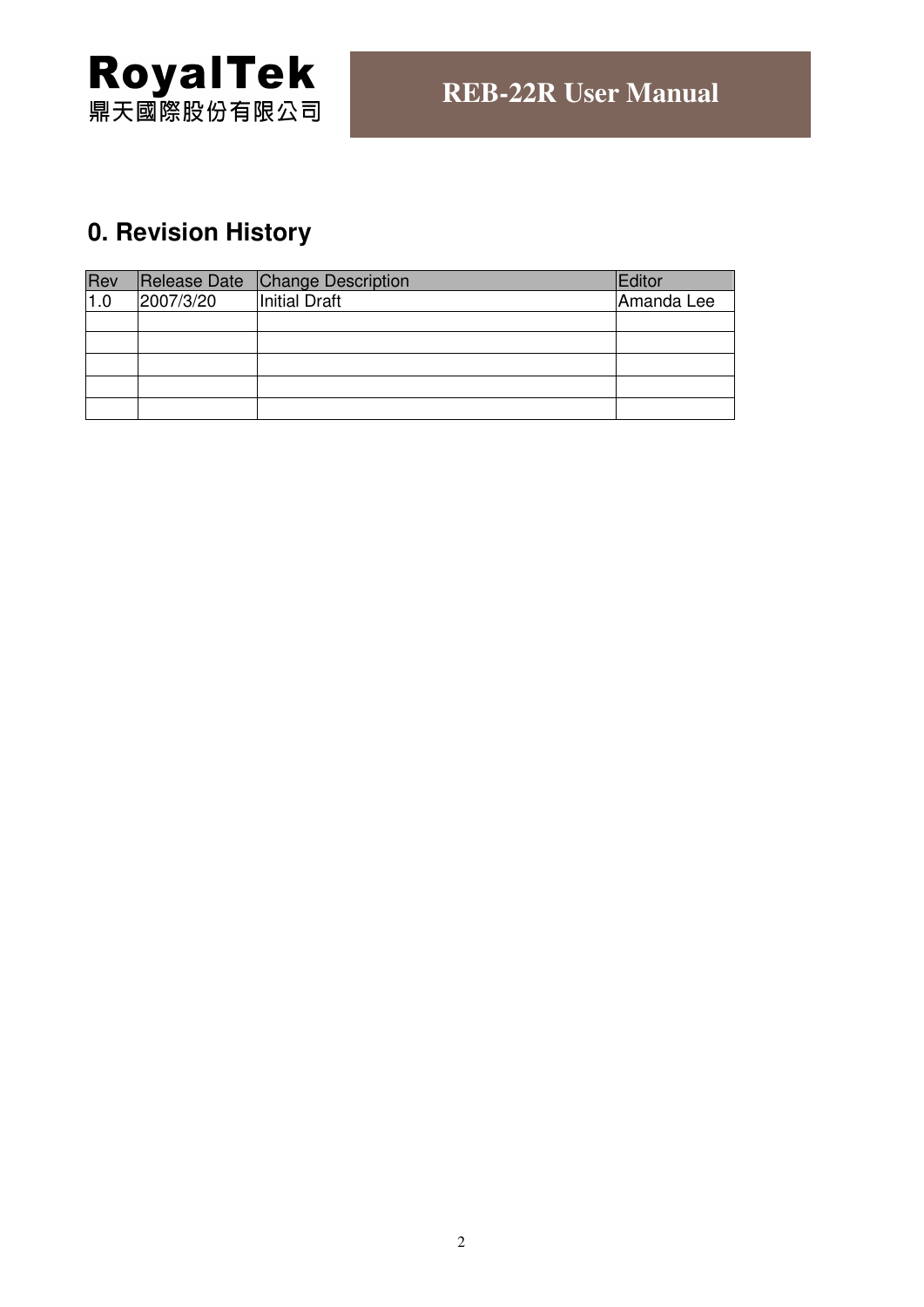# 0. Revision History

| Rev | Release Date | Change Description | Editor |
|---|---|---|---|
| 1.0 | 2007/3/20 | Initial Draft | Amanda Lee |
| | | | |
| | | | |
| | | | |
| | | | |
| | | | |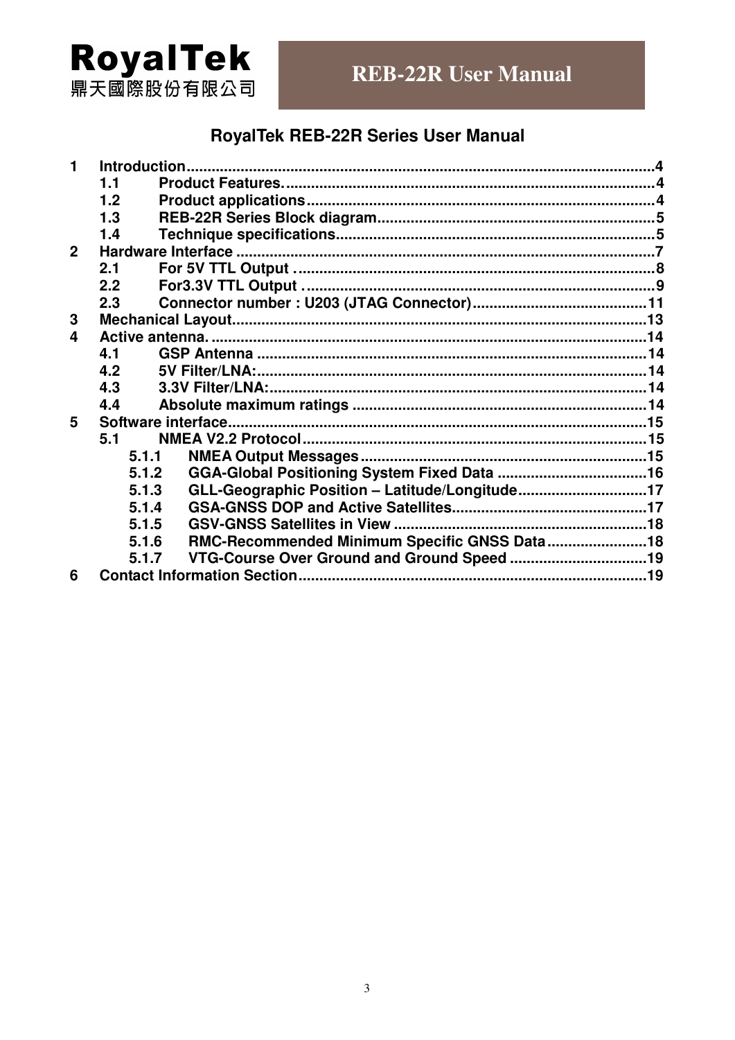# RoyalTek REB-22R Series User Manual

1 Introduction....................................................................4
- 1.1 Product Features....................................................................4
- 1.2 Product applications....................................................................4
- 1.3 REB-22R Series Block diagram....................................................................5
- 1.4 Technique specifications....................................................................5

2 Hardware Interface....................................................................7
- 2.1 For 5V TTL Output....................................................................8
- 2.2 For3.3V TTL Output....................................................................9
- 2.3 Connector number : U203 (JTAG Connector)....................................................................11

3 Mechanical Layout....................................................................13

4 Active antenna....................................................................14
- 4.1 GSP Antenna....................................................................14
- 4.2 5V Filter/LNA:....................................................................14
- 4.3 3.3V Filter/LNA:....................................................................14
- 4.4 Absolute maximum ratings....................................................................14

5 Software interface....................................................................15
- 5.1 NMEA V2.2 Protocol....................................................................15
  - 5.1.1 NMEA Output Messages....................................................................15
  - 5.1.2 GGA-Global Positioning System Fixed Data....................................................................16
  - 5.1.3 GLL-Geographic Position – Latitude/Longitude....................................................................17
  - 5.1.4 GSA-GNSS DOP and Active Satellites....................................................................17
  - 5.1.5 GSV-GNSS Satellites in View....................................................................18
  - 5.1.6 RMC-Recommended Minimum Specific GNSS Data....................................................................18
  - 5.1.7 VTG-Course Over Ground and Ground Speed....................................................................19

6 Contact Information Section....................................................................19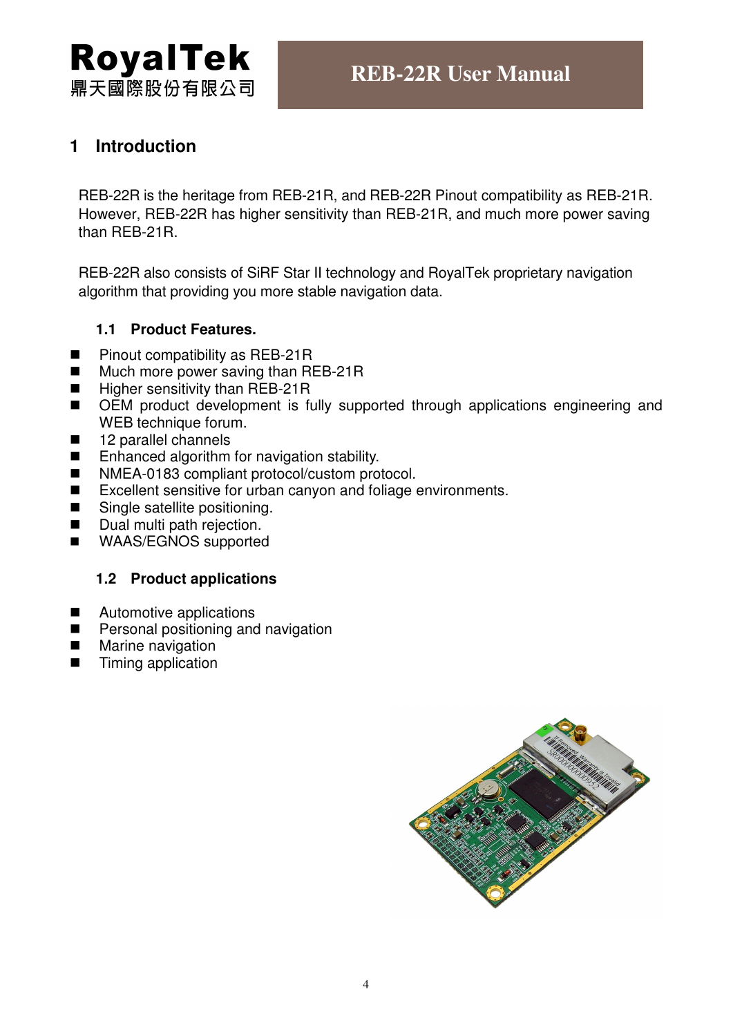# 1 Introduction

REB-22R is the heritage from REB-21R, and REB-22R Pinout compatibility as REB-21R. However, REB-22R has higher sensitivity than REB-21R, and much more power saving than REB-21R.

REB-22R also consists of SiRF Star II technology and RoyalTek proprietary navigation algorithm that providing you more stable navigation data.

## 1.1 Product Features.

- Pinout compatibility as REB-21R
- Much more power saving than REB-21R
- Higher sensitivity than REB-21R
- OEM product development is fully supported through applications engineering and WEB technique forum.
- 12 parallel channels
- Enhanced algorithm for navigation stability.
- NMEA-0183 compliant protocol/custom protocol.
- Excellent sensitive for urban canyon and foliage environments.
- Single satellite positioning.
- Dual multi path rejection.
- WAAS/EGNOS supported

## 1.2 Product applications

- Automotive applications
- Personal positioning and navigation
- Marine navigation
- Timing application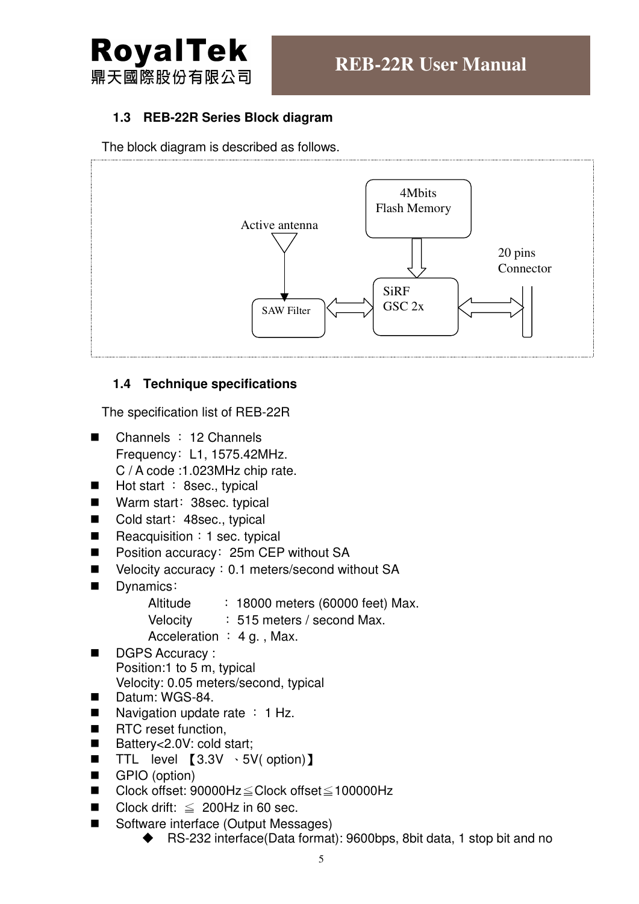### 1.3 REB-22R Series Block diagram

The block diagram is described as follows.

Active antenna

4Mbits Flash Memory

20 pins Connector

SAW Filter

SiRF GSC 2x

### 1.4 Technique specifications

The specification list of REB-22R

- Channels ： 12 Channels
  Frequency：L1, 1575.42MHz.
  C / A code :1.023MHz chip rate.
- Hot start ： 8sec., typical
- Warm start：38sec. typical
- Cold start：48sec., typical
- Reacquisition：1 sec. typical
- Position accuracy：25m CEP without SA
- Velocity accuracy：0.1 meters/second without SA
- Dynamics：
  - Altitude ： 18000 meters (60000 feet) Max.
  - Velocity ： 515 meters / second Max.
  - Acceleration ： 4 g. , Max.
- DGPS Accuracy :
  Position:1 to 5 m, typical
  Velocity: 0.05 meters/second, typical
- Datum: WGS-84.
- Navigation update rate ： 1 Hz.
- RTC reset function,
- Battery<2.0V: cold start;
- TTL level 【3.3V 、5V( option)】
- GPIO (option)
- Clock offset: 90000Hz≦Clock offset≦100000Hz
- Clock drift: ≦ 200Hz in 60 sec.
- Software interface (Output Messages)
  - RS-232 interface(Data format): 9600bps, 8bit data, 1 stop bit and no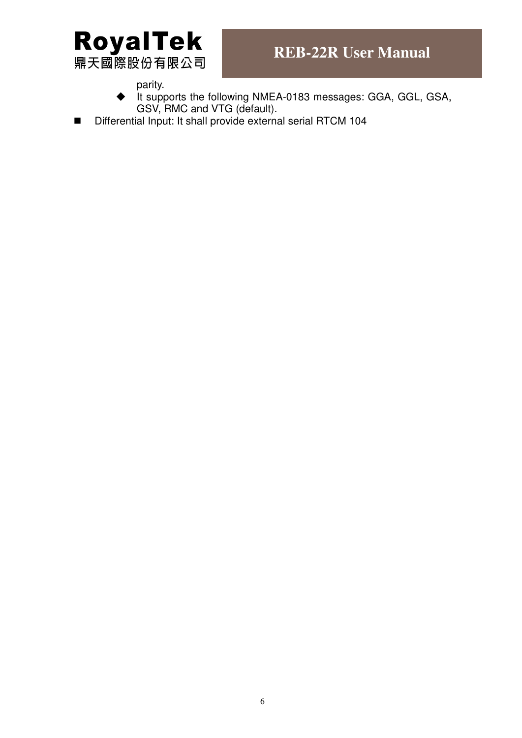parity.
  - It supports the following NMEA-0183 messages: GGA, GGL, GSA, GSV, RMC and VTG (default).
- Differential Input: It shall provide external serial RTCM 104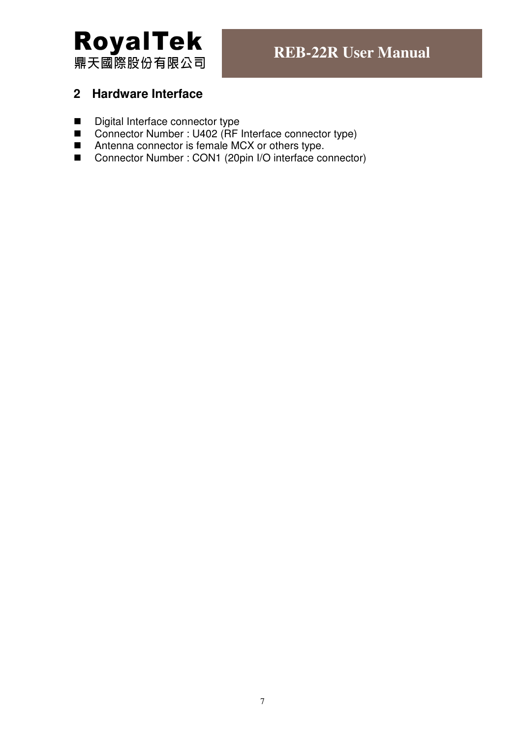## 2 Hardware Interface

- Digital Interface connector type
- Connector Number : U402 (RF Interface connector type)
- Antenna connector is female MCX or others type.
- Connector Number : CON1 (20pin I/O interface connector)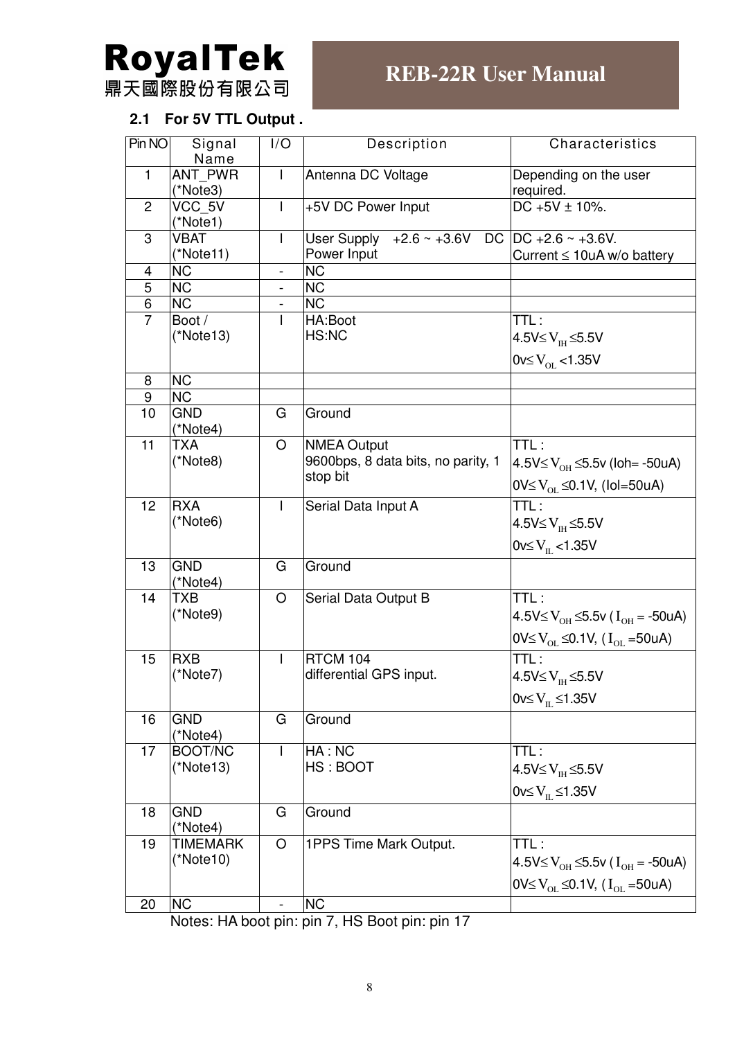## 2.1 For 5V TTL Output .

| Pin NO | Signal Name | I/O | Description | Characteristics |
|---|---|---|---|---|
| 1 | ANT_PWR (*Note3) | I | Antenna DC Voltage | Depending on the user required. |
| 2 | VCC_5V (*Note1) | I | +5V DC Power Input | DC +5V ± 10%. |
| 3 | VBAT (*Note11) | I | User Supply +2.6 ~ +3.6V DC Power Input | DC +2.6 ~ +3.6V. Current ≤ 10uA w/o battery |
| 4 | NC | - | NC | |
| 5 | NC | - | NC | |
| 6 | NC | - | NC | |
| 7 | Boot / (*Note13) | I | HA:Boot<br>HS:NC | TTL :<br>4.5V≤ $V_{IH}$ ≤5.5V<br>0v≤ $V_{OL}$ <1.35V |
| 8 | NC | | | |
| 9 | NC | | | |
| 10 | GND (*Note4) | G | Ground | |
| 11 | TXA (*Note8) | O | NMEA Output<br>9600bps, 8 data bits, no parity, 1 stop bit | TTL :<br>4.5V≤ $V_{OH}$ ≤5.5v (Ioh= -50uA)<br>0V≤ $V_{OL}$ ≤0.1V, (Iol=50uA) |
| 12 | RXA (*Note6) | I | Serial Data Input A | TTL :<br>4.5V≤ $V_{IH}$ ≤5.5V<br>0v≤ $V_{IL}$ <1.35V |
| 13 | GND (*Note4) | G | Ground | |
| 14 | TXB (*Note9) | O | Serial Data Output B | TTL :<br>4.5V≤ $V_{OH}$ ≤5.5v ( $I_{OH}$ = -50uA)<br>0V≤ $V_{OL}$ ≤0.1V, ( $I_{OL}$ =50uA) |
| 15 | RXB (*Note7) | I | RTCM 104<br>differential GPS input. | TTL :<br>4.5V≤ $V_{IH}$ ≤5.5V<br>0v≤ $V_{IL}$ ≤1.35V |
| 16 | GND (*Note4) | G | Ground | |
| 17 | BOOT/NC (*Note13) | I | HA : NC<br>HS : BOOT | TTL :<br>4.5V≤ $V_{IH}$ ≤5.5V<br>0v≤ $V_{IL}$ ≤1.35V |
| 18 | GND (*Note4) | G | Ground | |
| 19 | TIMEMARK (*Note10) | O | 1PPS Time Mark Output. | TTL :<br>4.5V≤ $V_{OH}$ ≤5.5v ( $I_{OH}$ = -50uA)<br>0V≤ $V_{OL}$ ≤0.1V, ( $I_{OL}$ =50uA) |
| 20 | NC | - | NC | |

Notes: HA boot pin: pin 7, HS Boot pin: pin 17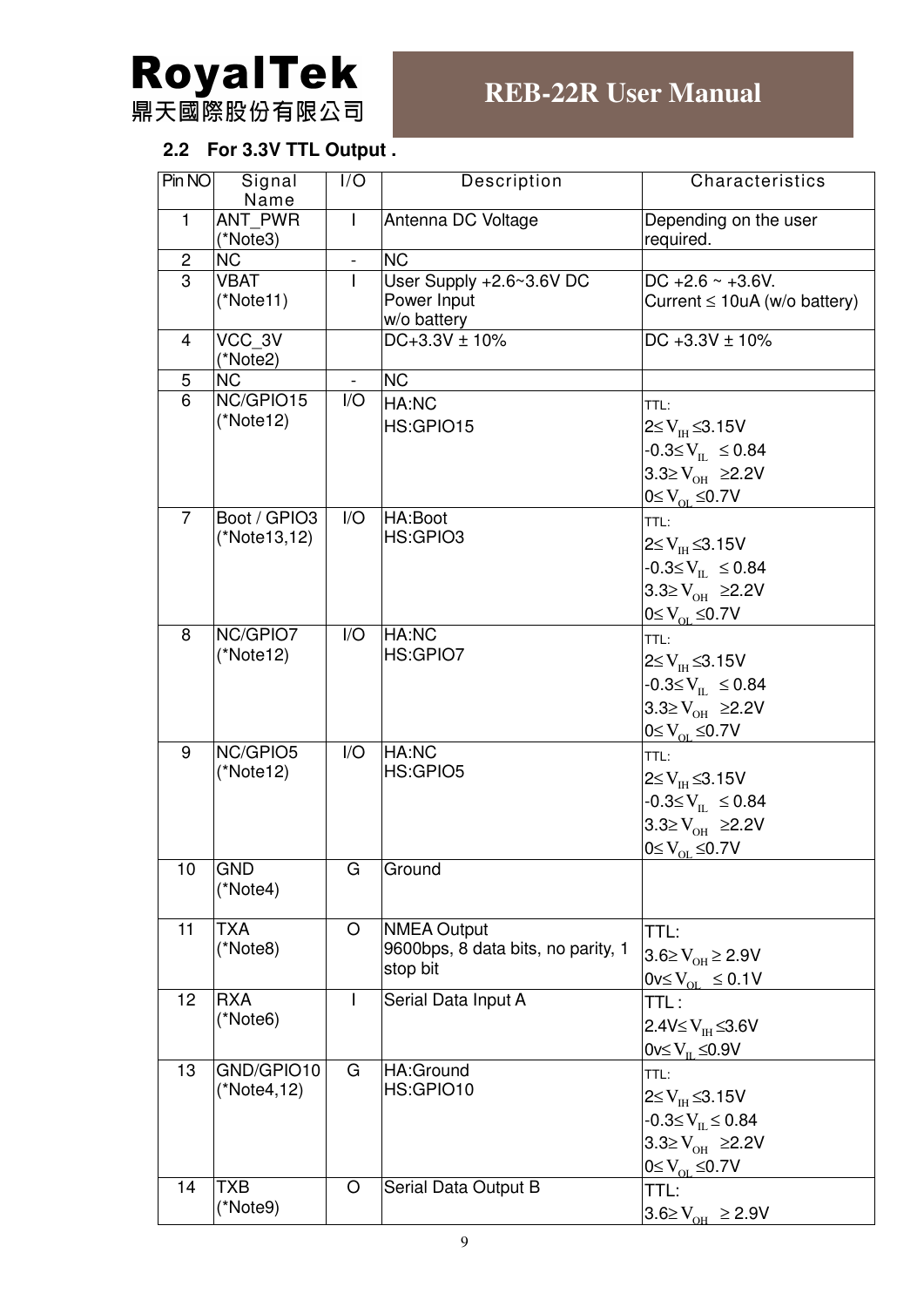### 2.2 For 3.3V TTL Output .

| Pin NO | Signal Name | I/O | Description | Characteristics |
|---|---|---|---|---|
| 1 | ANT_PWR (*Note3) | I | Antenna DC Voltage | Depending on the user required. |
| 2 | NC | - | NC | |
| 3 | VBAT (*Note11) | I | User Supply +2.6~3.6V DC Power Input w/o battery | DC +2.6 ~ +3.6V. Current ≤ 10uA (w/o battery) |
| 4 | VCC_3V (*Note2) | | DC+3.3V ± 10% | DC +3.3V ± 10% |
| 5 | NC | - | NC | |
| 6 | NC/GPIO15 (*Note12) | I/O | HA:NC<br>HS:GPIO15 | TTL:<br>$2\leq V_{IH} \leq 3.15V$<br>$-0.3\leq V_{IL} \leq 0.84$<br>$3.3\geq V_{OH} \geq 2.2V$<br>$0\leq V_{OL} \leq 0.7V$ |
| 7 | Boot / GPIO3 (*Note13,12) | I/O | HA:Boot<br>HS:GPIO3 | TTL:<br>$2\leq V_{IH} \leq 3.15V$<br>$-0.3\leq V_{IL} \leq 0.84$<br>$3.3\geq V_{OH} \geq 2.2V$<br>$0\leq V_{OL} \leq 0.7V$ |
| 8 | NC/GPIO7 (*Note12) | I/O | HA:NC<br>HS:GPIO7 | TTL:<br>$2\leq V_{IH} \leq 3.15V$<br>$-0.3\leq V_{IL} \leq 0.84$<br>$3.3\geq V_{OH} \geq 2.2V$<br>$0\leq V_{OL} \leq 0.7V$ |
| 9 | NC/GPIO5 (*Note12) | I/O | HA:NC<br>HS:GPIO5 | TTL:<br>$2\leq V_{IH} \leq 3.15V$<br>$-0.3\leq V_{IL} \leq 0.84$<br>$3.3\geq V_{OH} \geq 2.2V$<br>$0\leq V_{OL} \leq 0.7V$ |
| 10 | GND (*Note4) | G | Ground | |
| 11 | TXA (*Note8) | O | NMEA Output 9600bps, 8 data bits, no parity, 1 stop bit | TTL:<br>$3.6\geq V_{OH} \geq 2.9V$<br>$0v\leq V_{OL} \leq 0.1V$ |
| 12 | RXA (*Note6) | I | Serial Data Input A | TTL :<br>$2.4V\leq V_{IH} \leq 3.6V$<br>$0v\leq V_{IL} \leq 0.9V$ |
| 13 | GND/GPIO10 (*Note4,12) | G | HA:Ground<br>HS:GPIO10 | TTL:<br>$2\leq V_{IH} \leq 3.15V$<br>$-0.3\leq V_{IL} \leq 0.84$<br>$3.3\geq V_{OH} \geq 2.2V$<br>$0\leq V_{OL} \leq 0.7V$ |
| 14 | TXB (*Note9) | O | Serial Data Output B | TTL:<br>$3.6\geq V_{OH} \geq 2.9V$ |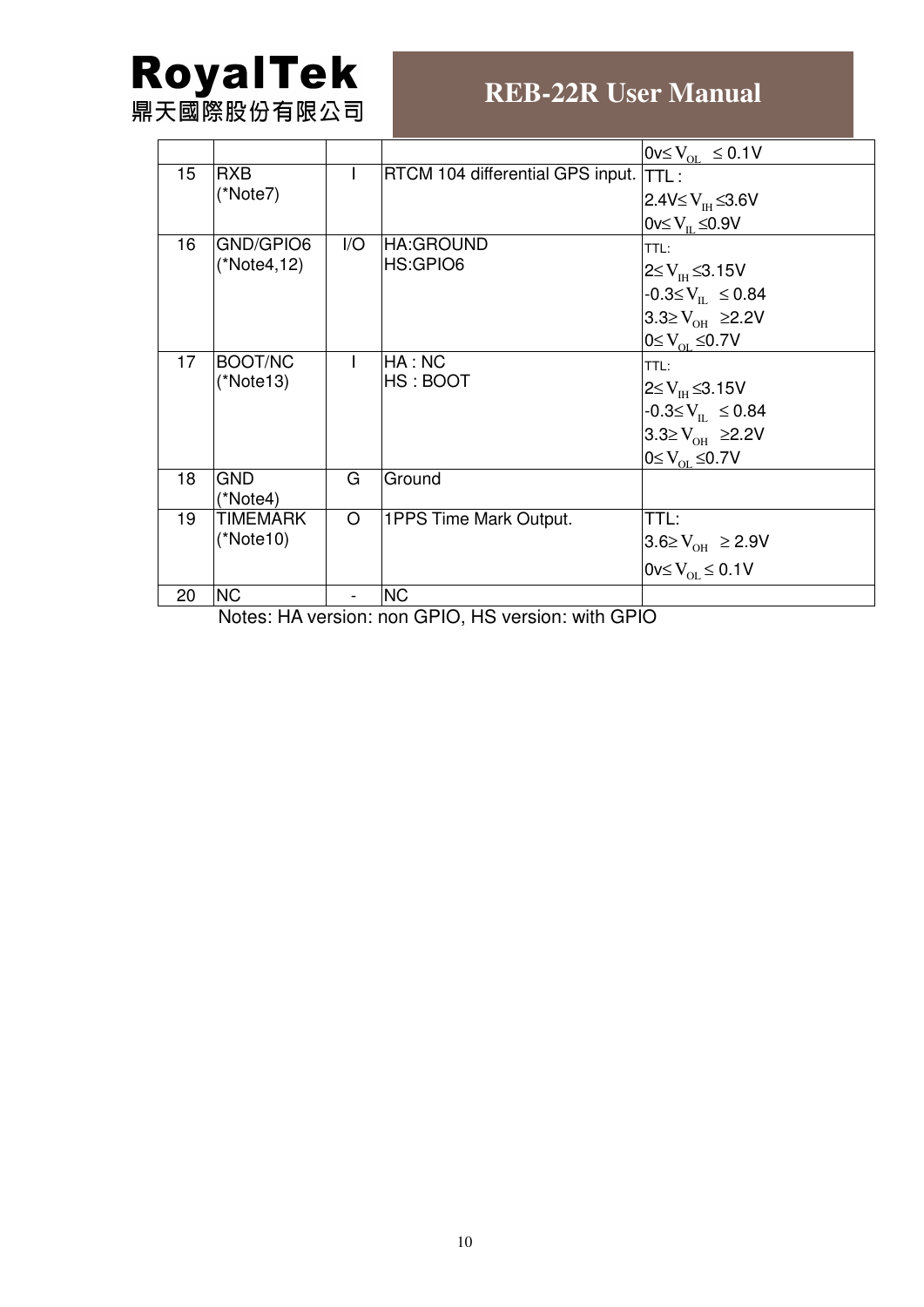| | | | | $0v \leq V_{OL} \leq 0.1V$ |
|---|---|---|---|---|
| 15 | RXB (*Note7) | I | RTCM 104 differential GPS input. | TTL : $2.4V \leq V_{IH} \leq 3.6V$ $0v \leq V_{IL} \leq 0.9V$ |
| 16 | GND/GPIO6 (*Note4,12) | I/O | HA:GROUND HS:GPIO6 | TTL: $2 \leq V_{IH} \leq 3.15V$ $-0.3 \leq V_{IL} \leq 0.84$ $3.3 \geq V_{OH} \geq 2.2V$ $0 \leq V_{OL} \leq 0.7V$ |
| 17 | BOOT/NC (*Note13) | I | HA : NC HS : BOOT | TTL: $2 \leq V_{IH} \leq 3.15V$ $-0.3 \leq V_{IL} \leq 0.84$ $3.3 \geq V_{OH} \geq 2.2V$ $0 \leq V_{OL} \leq 0.7V$ |
| 18 | GND (*Note4) | G | Ground | |
| 19 | TIMEMARK (*Note10) | O | 1PPS Time Mark Output. | TTL: $3.6 \geq V_{OH} \geq 2.9V$ $0v \leq V_{OL} \leq 0.1V$ |
| 20 | NC | - | NC | |

Notes: HA version: non GPIO, HS version: with GPIO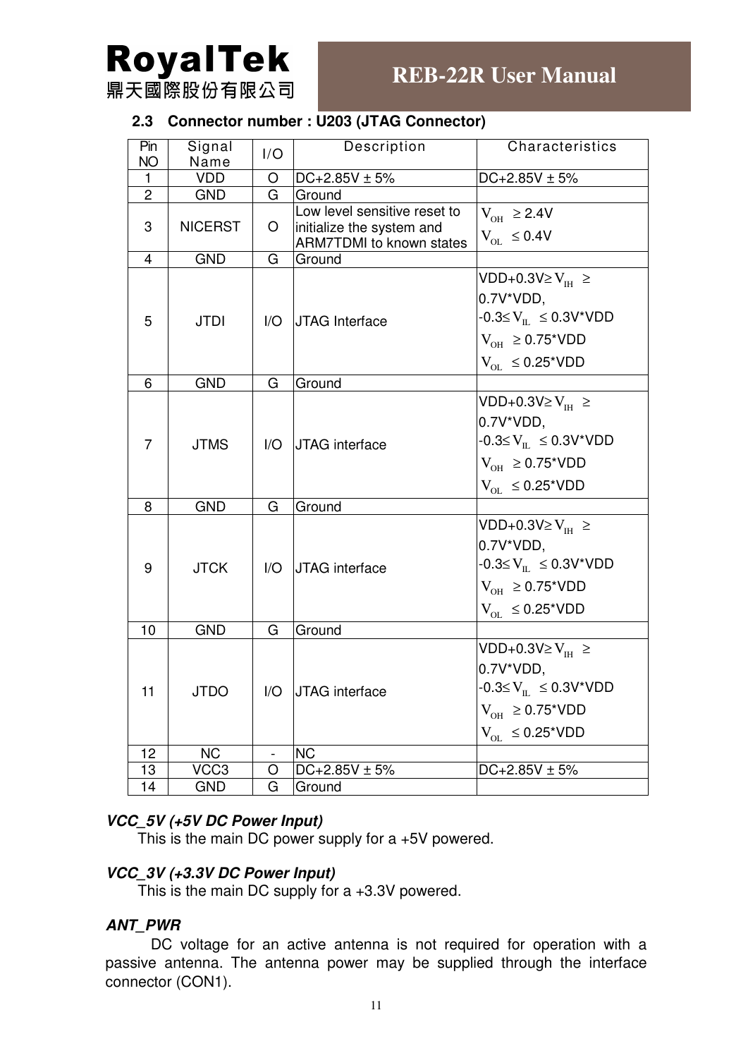### 2.3 Connector number : U203 (JTAG Connector)

| Pin NO | Signal Name | I/O | Description | Characteristics |
|---|---|---|---|---|
| 1 | VDD | O | DC+2.85V ± 5% | DC+2.85V ± 5% |
| 2 | GND | G | Ground | |
| 3 | NICERST | O | Low level sensitive reset to initialize the system and ARM7TDMI to known states | $V_{OH}$ ≥ 2.4V<br>$V_{OL}$ ≤ 0.4V |
| 4 | GND | G | Ground | |
| 5 | JTDI | I/O | JTAG Interface | VDD+0.3V≥ $V_{IH}$ ≥ 0.7V*VDD,<br>-0.3≤ $V_{IL}$ ≤ 0.3V*VDD<br>$V_{OH}$ ≥ 0.75*VDD<br>$V_{OL}$ ≤ 0.25*VDD |
| 6 | GND | G | Ground | |
| 7 | JTMS | I/O | JTAG interface | VDD+0.3V≥ $V_{IH}$ ≥ 0.7V*VDD,<br>-0.3≤ $V_{IL}$ ≤ 0.3V*VDD<br>$V_{OH}$ ≥ 0.75*VDD<br>$V_{OL}$ ≤ 0.25*VDD |
| 8 | GND | G | Ground | |
| 9 | JTCK | I/O | JTAG interface | VDD+0.3V≥ $V_{IH}$ ≥ 0.7V*VDD,<br>-0.3≤ $V_{IL}$ ≤ 0.3V*VDD<br>$V_{OH}$ ≥ 0.75*VDD<br>$V_{OL}$ ≤ 0.25*VDD |
| 10 | GND | G | Ground | |
| 11 | JTDO | I/O | JTAG interface | VDD+0.3V≥ $V_{IH}$ ≥ 0.7V*VDD,<br>-0.3≤ $V_{IL}$ ≤ 0.3V*VDD<br>$V_{OH}$ ≥ 0.75*VDD<br>$V_{OL}$ ≤ 0.25*VDD |
| 12 | NC | - | NC | |
| 13 | VCC3 | O | DC+2.85V ± 5% | DC+2.85V ± 5% |
| 14 | GND | G | Ground | |

***VCC_5V (+5V DC Power Input)***

This is the main DC power supply for a +5V powered.

***VCC_3V (+3.3V DC Power Input)***

This is the main DC supply for a +3.3V powered.

***ANT_PWR***

DC voltage for an active antenna is not required for operation with a passive antenna. The antenna power may be supplied through the interface connector (CON1).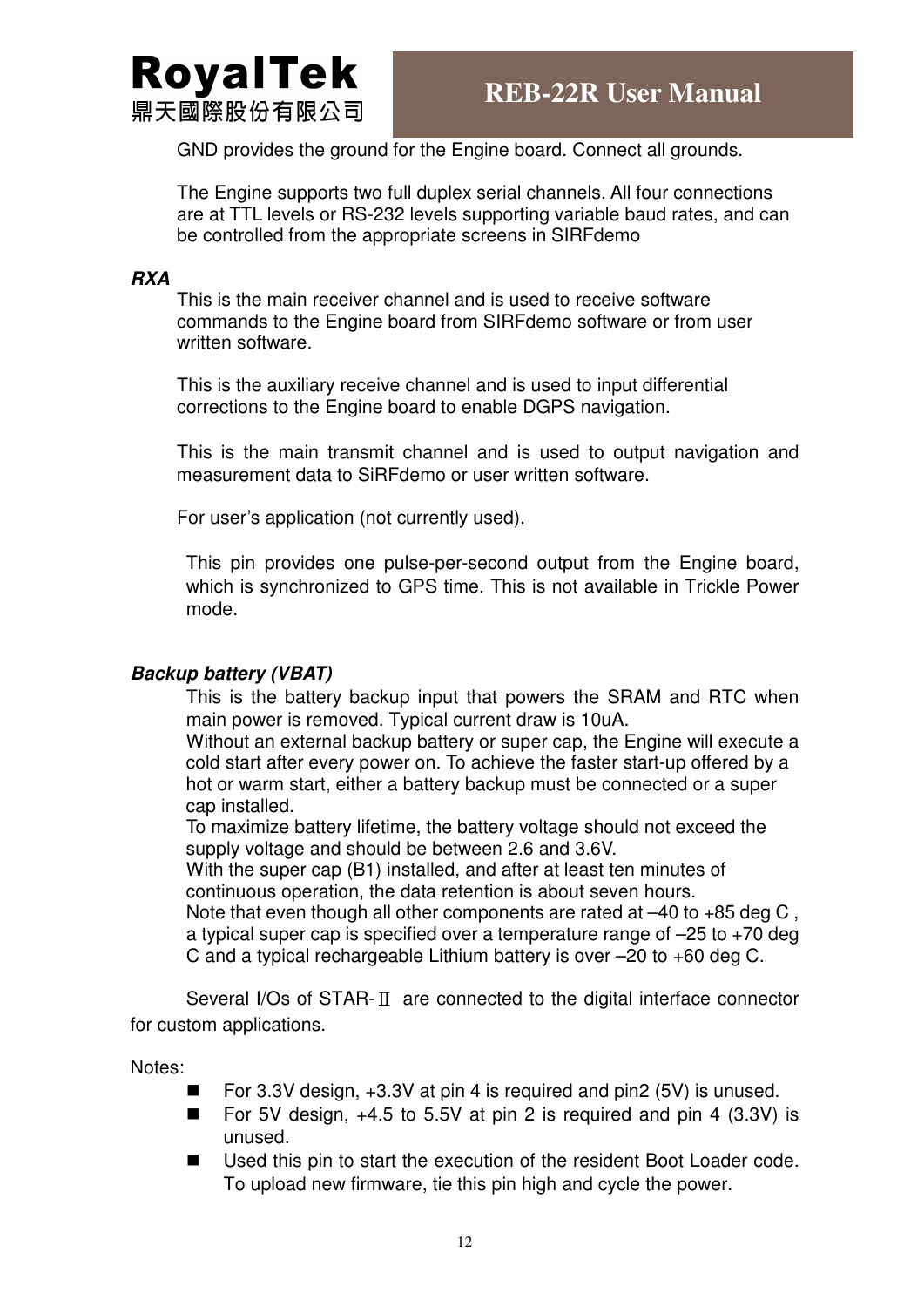GND provides the ground for the Engine board. Connect all grounds.

The Engine supports two full duplex serial channels. All four connections are at TTL levels or RS-232 levels supporting variable baud rates, and can be controlled from the appropriate screens in SIRFdemo

***RXA***

This is the main receiver channel and is used to receive software commands to the Engine board from SIRFdemo software or from user written software.

This is the auxiliary receive channel and is used to input differential corrections to the Engine board to enable DGPS navigation.

This is the main transmit channel and is used to output navigation and measurement data to SiRFdemo or user written software.

For user's application (not currently used).

This pin provides one pulse-per-second output from the Engine board, which is synchronized to GPS time. This is not available in Trickle Power mode.

***Backup battery (VBAT)***

This is the battery backup input that powers the SRAM and RTC when main power is removed. Typical current draw is 10uA.
Without an external backup battery or super cap, the Engine will execute a cold start after every power on. To achieve the faster start-up offered by a hot or warm start, either a battery backup must be connected or a super cap installed.
To maximize battery lifetime, the battery voltage should not exceed the supply voltage and should be between 2.6 and 3.6V.
With the super cap (B1) installed, and after at least ten minutes of continuous operation, the data retention is about seven hours.
Note that even though all other components are rated at –40 to +85 deg C , a typical super cap is specified over a temperature range of –25 to +70 deg C and a typical rechargeable Lithium battery is over –20 to +60 deg C.

Several I/Os of STAR-Ⅱ are connected to the digital interface connector for custom applications.

Notes:

- For 3.3V design, +3.3V at pin 4 is required and pin2 (5V) is unused.
- For 5V design, +4.5 to 5.5V at pin 2 is required and pin 4 (3.3V) is unused.
- Used this pin to start the execution of the resident Boot Loader code. To upload new firmware, tie this pin high and cycle the power.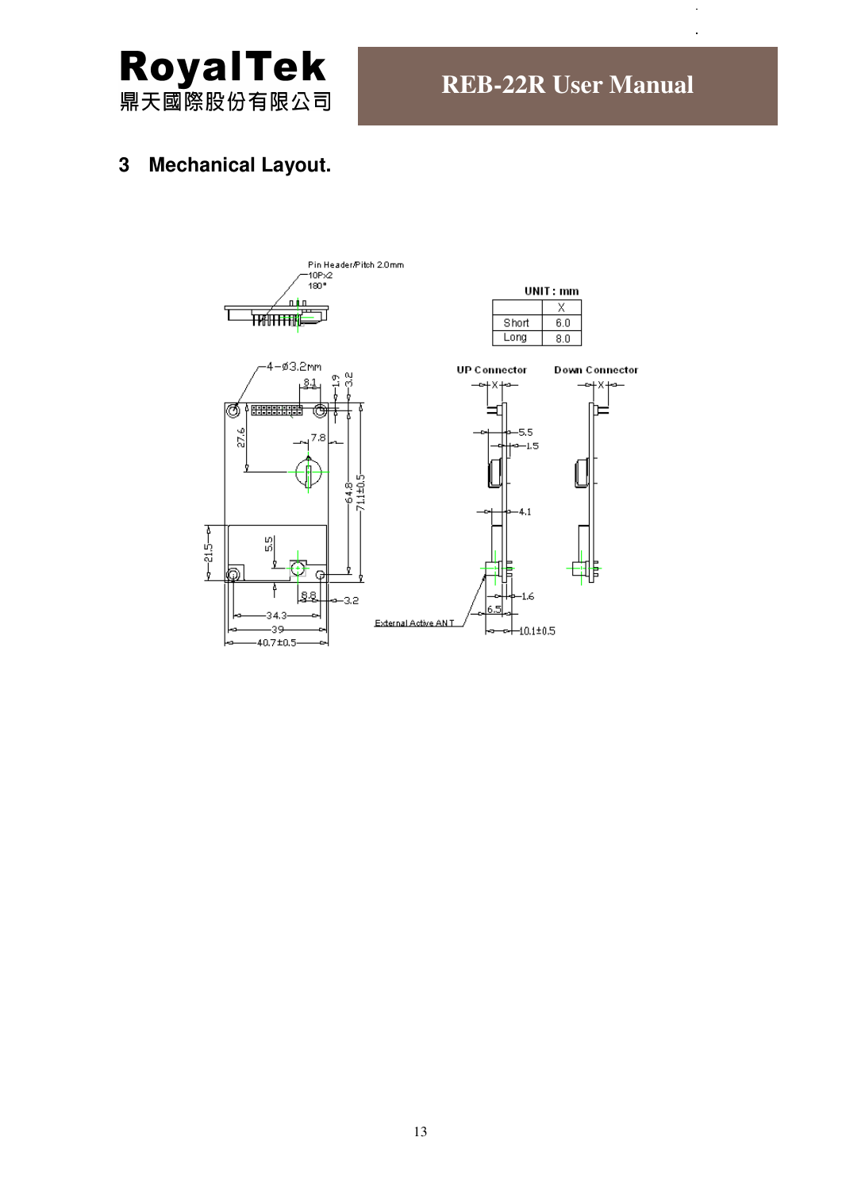## 3 Mechanical Layout.

Pin Header/Pitch 2.0mm
10P×2
180°

UNIT : mm

| | X |
|---|---|
| Short | 6.0 |
| Long | 8.0 |

4−ø3.2mm

UP Connector

Down Connector

External Active ANT

8.1, 1.9, 3.2, 27.6, 7.8, 64.8, 71.1±0.5, 21.5, 5.5, 8.8, 3.2, 34.3, 39, 40.7±0.5, 5.5, 1.5, 4.1, 1.6, 6.5, 10.1±0.5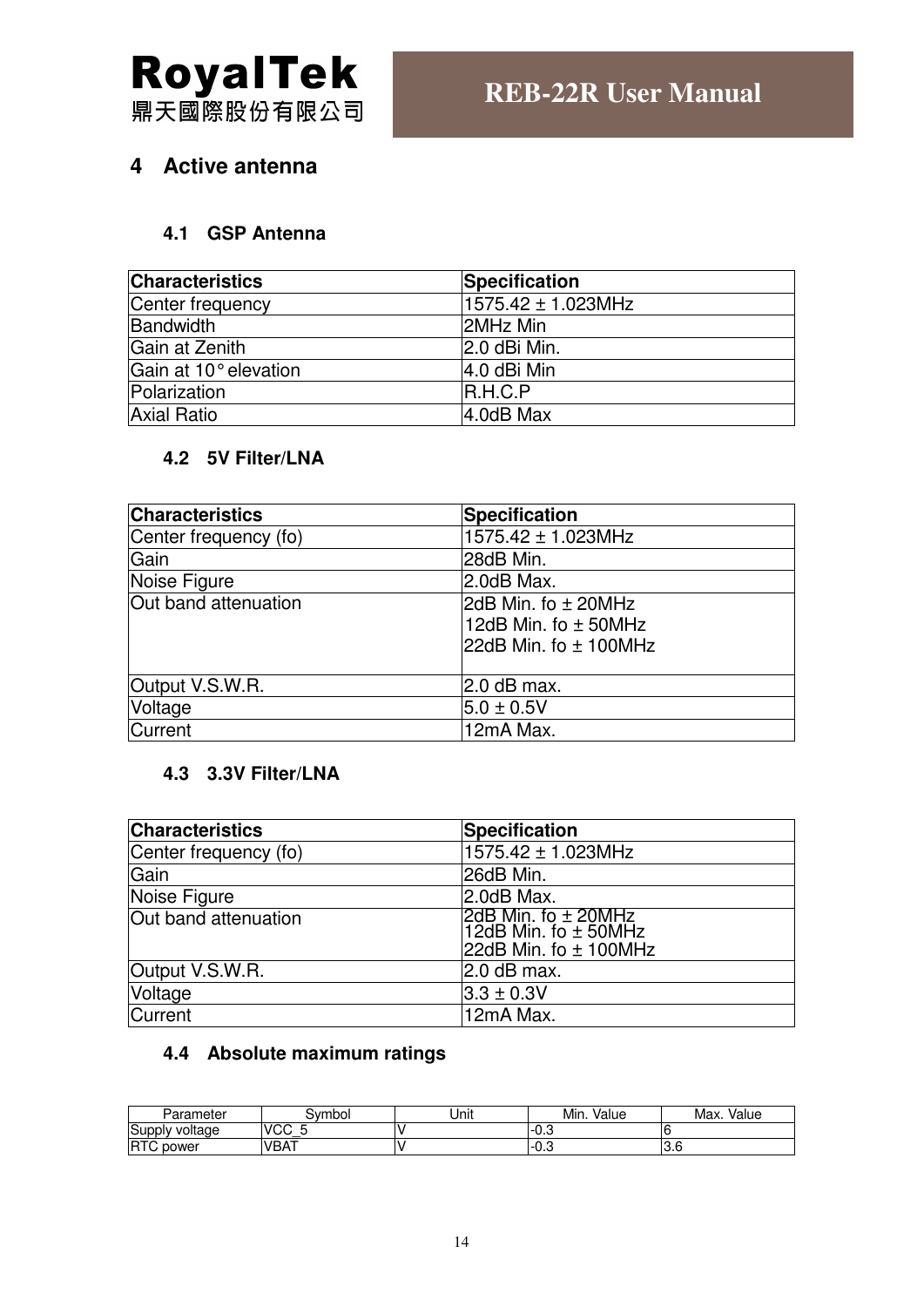# 4 Active antenna

## 4.1 GSP Antenna

| Characteristics | Specification |
|---|---|
| Center frequency | 1575.42 ± 1.023MHz |
| Bandwidth | 2MHz Min |
| Gain at Zenith | 2.0 dBi Min. |
| Gain at 10° elevation | 4.0 dBi Min |
| Polarization | R.H.C.P |
| Axial Ratio | 4.0dB Max |

## 4.2 5V Filter/LNA

| Characteristics | Specification |
|---|---|
| Center frequency (fo) | 1575.42 ± 1.023MHz |
| Gain | 28dB Min. |
| Noise Figure | 2.0dB Max. |
| Out band attenuation | 2dB Min. fo ± 20MHz<br>12dB Min. fo ± 50MHz<br>22dB Min. fo ± 100MHz |
| Output V.S.W.R. | 2.0 dB max. |
| Voltage | 5.0 ± 0.5V |
| Current | 12mA Max. |

## 4.3 3.3V Filter/LNA

| Characteristics | Specification |
|---|---|
| Center frequency (fo) | 1575.42 ± 1.023MHz |
| Gain | 26dB Min. |
| Noise Figure | 2.0dB Max. |
| Out band attenuation | 2dB Min. fo ± 20MHz<br>12dB Min. fo ± 50MHz<br>22dB Min. fo ± 100MHz |
| Output V.S.W.R. | 2.0 dB max. |
| Voltage | 3.3 ± 0.3V |
| Current | 12mA Max. |

## 4.4 Absolute maximum ratings

| Parameter | Symbol | Unit | Min. Value | Max. Value |
|---|---|---|---|---|
| Supply voltage | VCC_5 | V | -0.3 | 6 |
| RTC power | VBAT | V | -0.3 | 3.6 |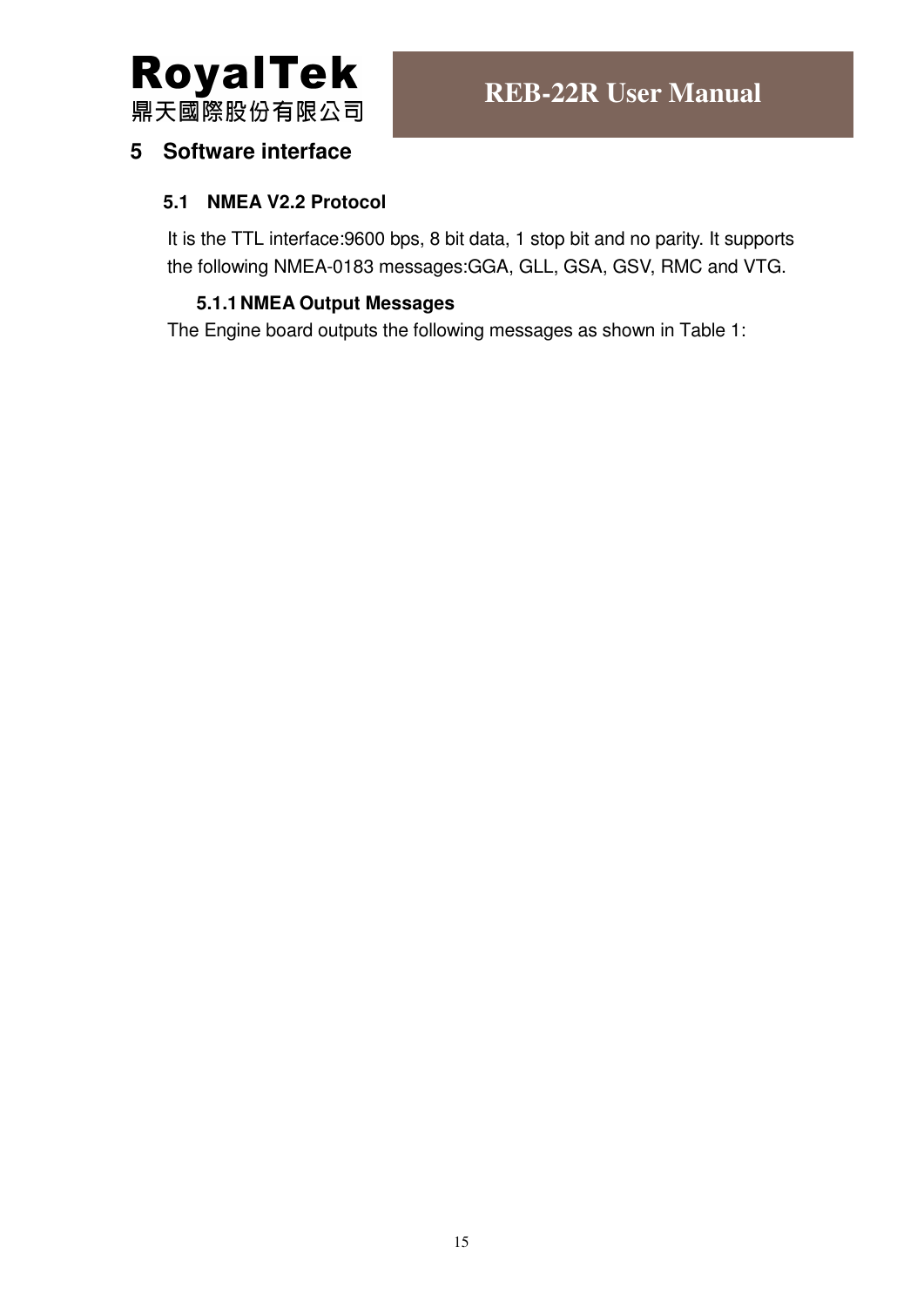# 5 Software interface

## 5.1 NMEA V2.2 Protocol

It is the TTL interface:9600 bps, 8 bit data, 1 stop bit and no parity. It supports the following NMEA-0183 messages:GGA, GLL, GSA, GSV, RMC and VTG.

### 5.1.1 NMEA Output Messages

The Engine board outputs the following messages as shown in Table 1: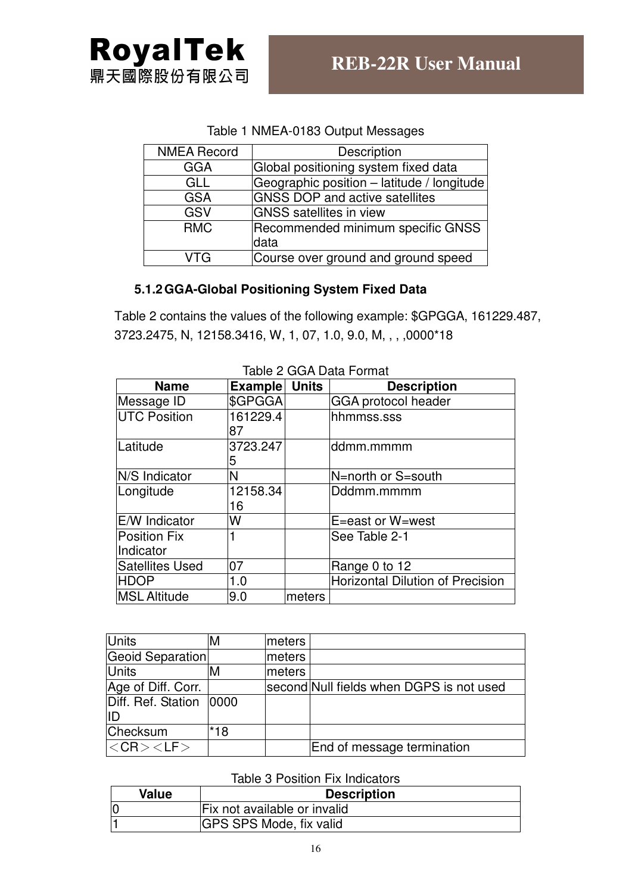Table 1 NMEA-0183 Output Messages

| NMEA Record | Description |
|---|---|
| GGA | Global positioning system fixed data |
| GLL | Geographic position – latitude / longitude |
| GSA | GNSS DOP and active satellites |
| GSV | GNSS satellites in view |
| RMC | Recommended minimum specific GNSS data |
| VTG | Course over ground and ground speed |

### 5.1.2 GGA-Global Positioning System Fixed Data

Table 2 contains the values of the following example: $GPGGA, 161229.487, 3723.2475, N, 12158.3416, W, 1, 07, 1.0, 9.0, M, , , ,0000*18

Table 2 GGA Data Format

| Name | Example | Units | Description |
|---|---|---|---|
| Message ID | $GPGGA | | GGA protocol header |
| UTC Position | 161229.487 | | hhmmss.sss |
| Latitude | 3723.2475 | | ddmm.mmmm |
| N/S Indicator | N | | N=north or S=south |
| Longitude | 12158.3416 | | Dddmm.mmmm |
| E/W Indicator | W | | E=east or W=west |
| Position Fix Indicator | 1 | | See Table 2-1 |
| Satellites Used | 07 | | Range 0 to 12 |
| HDOP | 1.0 | | Horizontal Dilution of Precision |
| MSL Altitude | 9.0 | meters | |
| Units | M | meters | |
| Geoid Separation | | meters | |
| Units | M | meters | |
| Age of Diff. Corr. | | second | Null fields when DGPS is not used |
| Diff. Ref. Station ID | 0000 | | |
| Checksum | *18 | | |
| ＜CR＞＜LF＞ | | | End of message termination |

Table 3 Position Fix Indicators

| Value | Description |
|---|---|
| 0 | Fix not available or invalid |
| 1 | GPS SPS Mode, fix valid |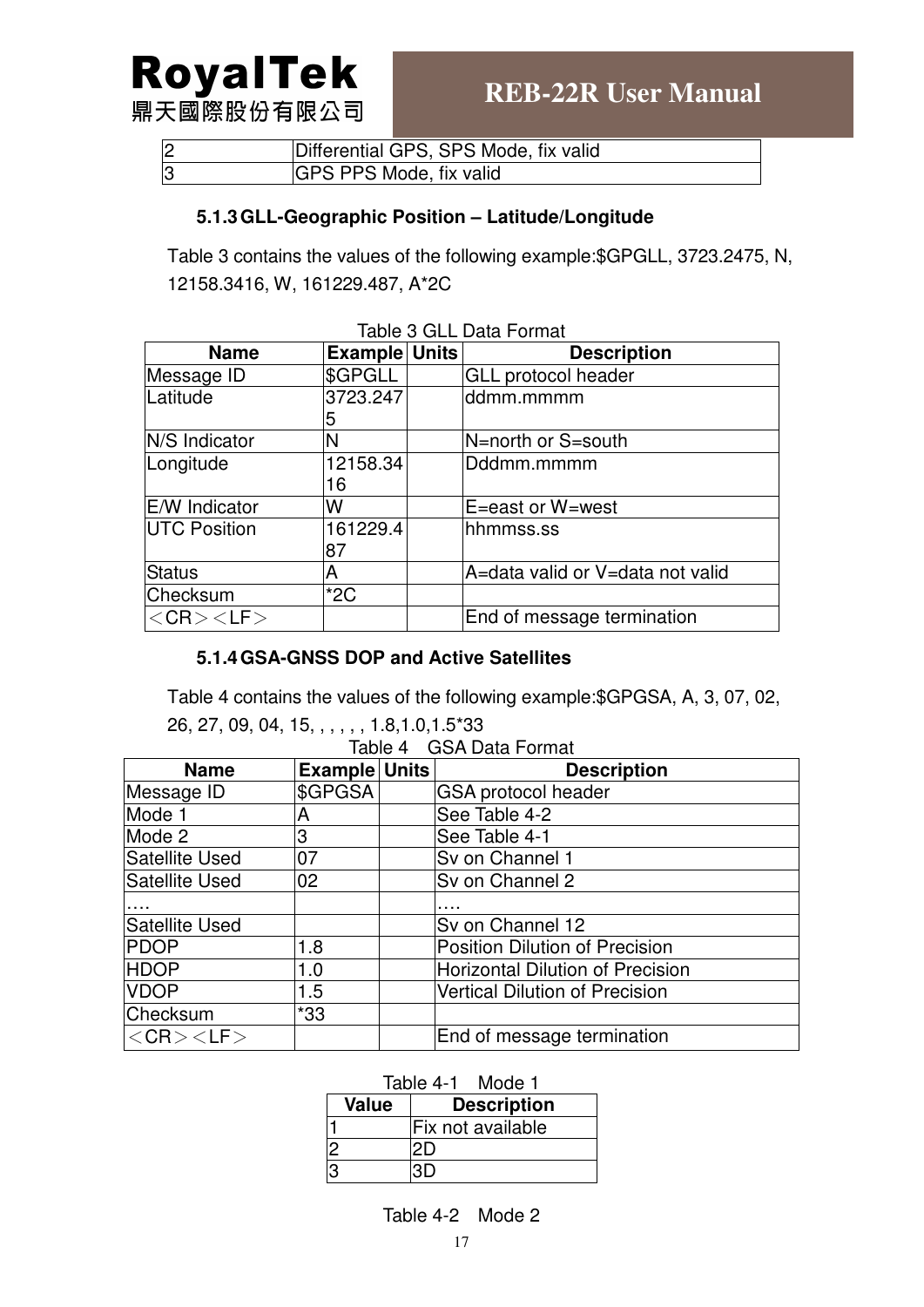| 2 | Differential GPS, SPS Mode, fix valid |
|---|---|
| 3 | GPS PPS Mode, fix valid |

### 5.1.3 GLL-Geographic Position – Latitude/Longitude

Table 3 contains the values of the following example:$GPGLL, 3723.2475, N, 12158.3416, W, 161229.487, A*2C

Table 3 GLL Data Format

| Name | Example | Units | Description |
|---|---|---|---|
| Message ID | $GPGLL | | GLL protocol header |
| Latitude | 3723.2475 | | ddmm.mmmm |
| N/S Indicator | N | | N=north or S=south |
| Longitude | 12158.3416 | | Dddmm.mmmm |
| E/W Indicator | W | | E=east or W=west |
| UTC Position | 161229.487 | | hhmmss.ss |
| Status | A | | A=data valid or V=data not valid |
| Checksum | *2C | | |
| ＜CR＞＜LF＞ | | | End of message termination |

### 5.1.4 GSA-GNSS DOP and Active Satellites

Table 4 contains the values of the following example:$GPGSA, A, 3, 07, 02, 26, 27, 09, 04, 15, , , , , , 1.8,1.0,1.5*33

Table 4 GSA Data Format

| Name | Example | Units | Description |
|---|---|---|---|
| Message ID | $GPGSA | | GSA protocol header |
| Mode 1 | A | | See Table 4-2 |
| Mode 2 | 3 | | See Table 4-1 |
| Satellite Used | 07 | | Sv on Channel 1 |
| Satellite Used | 02 | | Sv on Channel 2 |
| …. | | | …. |
| Satellite Used | | | Sv on Channel 12 |
| PDOP | 1.8 | | Position Dilution of Precision |
| HDOP | 1.0 | | Horizontal Dilution of Precision |
| VDOP | 1.5 | | Vertical Dilution of Precision |
| Checksum | *33 | | |
| ＜CR＞＜LF＞ | | | End of message termination |

Table 4-1 Mode 1

| Value | Description |
|---|---|
| 1 | Fix not available |
| 2 | 2D |
| 3 | 3D |

Table 4-2 Mode 2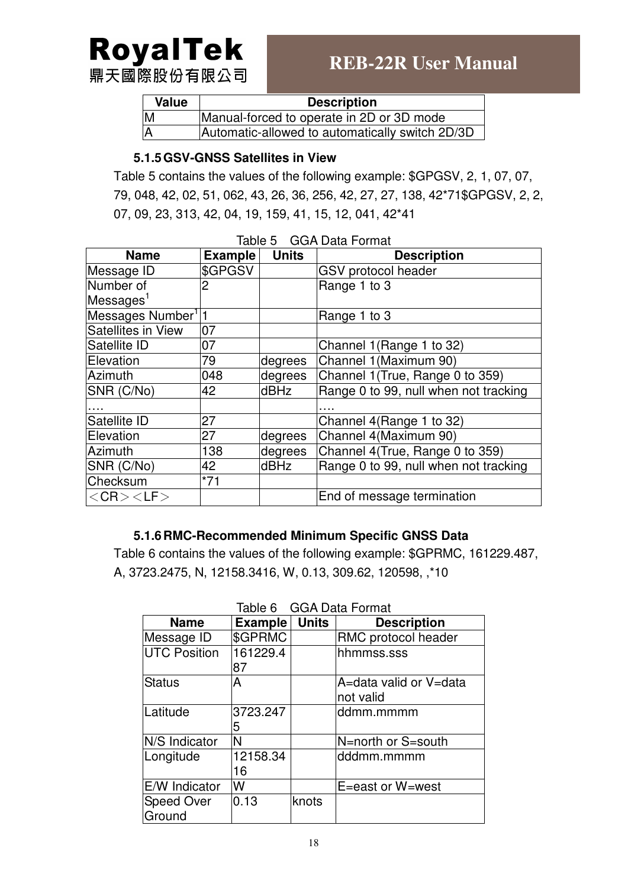| Value | Description |
| --- | --- |
| M | Manual-forced to operate in 2D or 3D mode |
| A | Automatic-allowed to automatically switch 2D/3D |

### 5.1.5 GSV-GNSS Satellites in View

Table 5 contains the values of the following example: $GPGSV, 2, 1, 07, 07, 79, 048, 42, 02, 51, 062, 43, 26, 36, 256, 42, 27, 27, 138, 42*71$GPGSV, 2, 2, 07, 09, 23, 313, 42, 04, 19, 159, 41, 15, 12, 041, 42*41

Table 5 GGA Data Format

| Name | Example | Units | Description |
| --- | --- | --- | --- |
| Message ID | $GPGSV | | GSV protocol header |
| Number of Messages[1] | 2 | | Range 1 to 3 |
| Messages Number[1] | 1 | | Range 1 to 3 |
| Satellites in View | 07 | | |
| Satellite ID | 07 | | Channel 1(Range 1 to 32) |
| Elevation | 79 | degrees | Channel 1(Maximum 90) |
| Azimuth | 048 | degrees | Channel 1(True, Range 0 to 359) |
| SNR (C/No) | 42 | dBHz | Range 0 to 99, null when not tracking |
| …. | | | …. |
| Satellite ID | 27 | | Channel 4(Range 1 to 32) |
| Elevation | 27 | degrees | Channel 4(Maximum 90) |
| Azimuth | 138 | degrees | Channel 4(True, Range 0 to 359) |
| SNR (C/No) | 42 | dBHz | Range 0 to 99, null when not tracking |
| Checksum | *71 | | |
| ＜CR＞＜LF＞ | | | End of message termination |

### 5.1.6 RMC-Recommended Minimum Specific GNSS Data

Table 6 contains the values of the following example: $GPRMC, 161229.487, A, 3723.2475, N, 12158.3416, W, 0.13, 309.62, 120598, ,*10

Table 6 GGA Data Format

| Name | Example | Units | Description |
| --- | --- | --- | --- |
| Message ID | $GPRMC | | RMC protocol header |
| UTC Position | 161229.487 | | hhmmss.sss |
| Status | A | | A=data valid or V=data not valid |
| Latitude | 3723.2475 | | ddmm.mmmm |
| N/S Indicator | N | | N=north or S=south |
| Longitude | 12158.3416 | | dddmm.mmmm |
| E/W Indicator | W | | E=east or W=west |
| Speed Over Ground | 0.13 | knots | |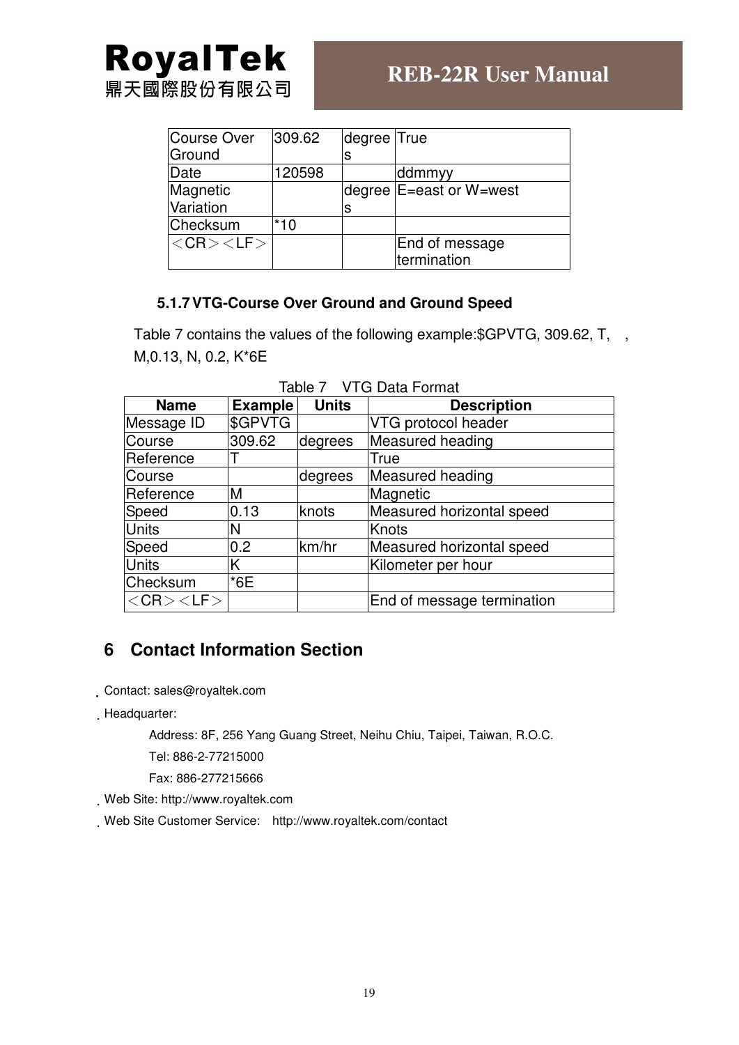| | | | |
|---|---|---|---|
| Course Over Ground | 309.62 | degrees | True |
| Date | 120598 | | ddmmyy |
| Magnetic Variation | | degrees | E=east or W=west |
| Checksum | *10 | | |
| ＜CR＞＜LF＞ | | | End of message termination |

### 5.1.7 VTG-Course Over Ground and Ground Speed

Table 7 contains the values of the following example:$GPVTG, 309.62, T, , M,0.13, N, 0.2, K*6E

Table 7 VTG Data Format

| Name | Example | Units | Description |
|---|---|---|---|
| Message ID | $GPVTG | | VTG protocol header |
| Course | 309.62 | degrees | Measured heading |
| Reference | T | | True |
| Course | | degrees | Measured heading |
| Reference | M | | Magnetic |
| Speed | 0.13 | knots | Measured horizontal speed |
| Units | N | | Knots |
| Speed | 0.2 | km/hr | Measured horizontal speed |
| Units | K | | Kilometer per hour |
| Checksum | *6E | | |
| ＜CR＞＜LF＞ | | | End of message termination |

## 6 Contact Information Section

- Contact: sales@royaltek.com
- Headquarter:

  Address: 8F, 256 Yang Guang Street, Neihu Chiu, Taipei, Taiwan, R.O.C.

  Tel: 886-2-77215000

  Fax: 886-277215666
- Web Site: http://www.royaltek.com
- Web Site Customer Service: http://www.royaltek.com/contact